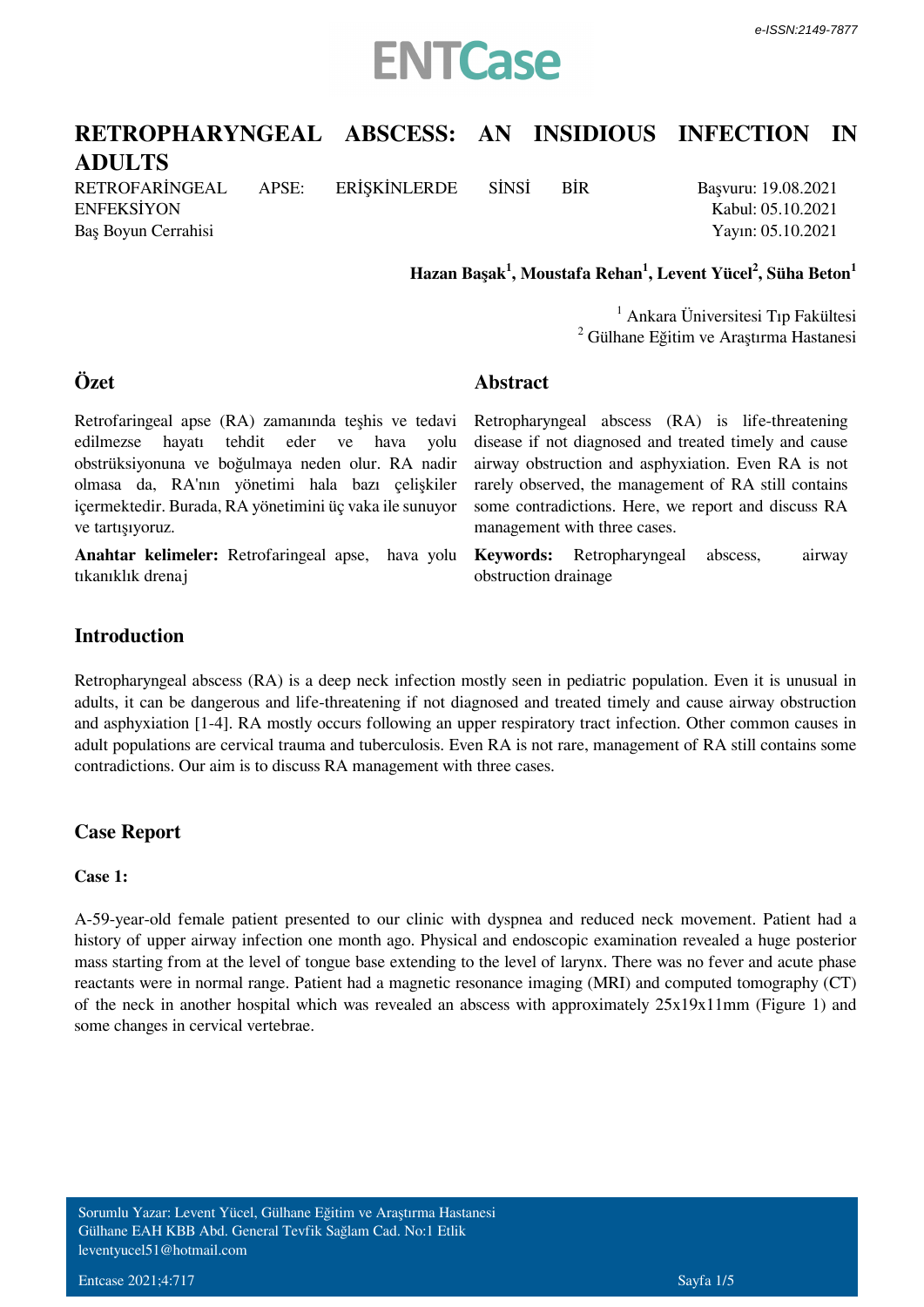e-ISSN:2149-7877

# RETROPHARYNGEAL ABSCESS: AN INSIDIOUS INFECTION IN ADULTS

RETROFARİNGEAL APSE: ERİŞKİNLERDE SİNSİ BİR ENFEKSİYON

Baş Boyun Cerrahisi

Başvuru: 19.08.2021
Kabul: 05.10.2021
Yayın: 05.10.2021

**Hazan Başak[1], Moustafa Rehan[1], Levent Yücel[2], Süha Beton[1]**

[1] Ankara Üniversitesi Tıp Fakültesi
[2] Gülhane Eğitim ve Araştırma Hastanesi

## Özet

Retrofaringeal apse (RA) zamanında teşhis ve tedavi edilmezse hayatı tehdit eder ve hava yolu obstrüksiyonuna ve boğulmaya neden olur. RA nadir olmasa da, RA'nın yönetimi hala bazı çelişkiler içermektedir. Burada, RA yönetimini üç vaka ile sunuyor ve tartışıyoruz.

**Anahtar kelimeler:** Retrofaringeal apse, hava yolu tıkanıklık drenaj

## Abstract

Retropharyngeal abscess (RA) is life-threatening disease if not diagnosed and treated timely and cause airway obstruction and asphyxiation. Even RA is not rarely observed, the management of RA still contains some contradictions. Here, we report and discuss RA management with three cases.

**Keywords:** Retropharyngeal abscess, airway obstruction drainage

## Introduction

Retropharyngeal abscess (RA) is a deep neck infection mostly seen in pediatric population. Even it is unusual in adults, it can be dangerous and life-threatening if not diagnosed and treated timely and cause airway obstruction and asphyxiation [1-4]. RA mostly occurs following an upper respiratory tract infection. Other common causes in adult populations are cervical trauma and tuberculosis. Even RA is not rare, management of RA still contains some contradictions. Our aim is to discuss RA management with three cases.

## Case Report

### Case 1:

A-59-year-old female patient presented to our clinic with dyspnea and reduced neck movement. Patient had a history of upper airway infection one month ago. Physical and endoscopic examination revealed a huge posterior mass starting from at the level of tongue base extending to the level of larynx. There was no fever and acute phase reactants were in normal range. Patient had a magnetic resonance imaging (MRI) and computed tomography (CT) of the neck in another hospital which was revealed an abscess with approximately 25x19x11mm (Figure 1) and some changes in cervical vertebrae.

Sorumlu Yazar: Levent Yücel, Gülhane Eğitim ve Araştırma Hastanesi
Gülhane EAH KBB Abd. General Tevfik Sağlam Cad. No:1 Etlik
leventyucel51@hotmail.com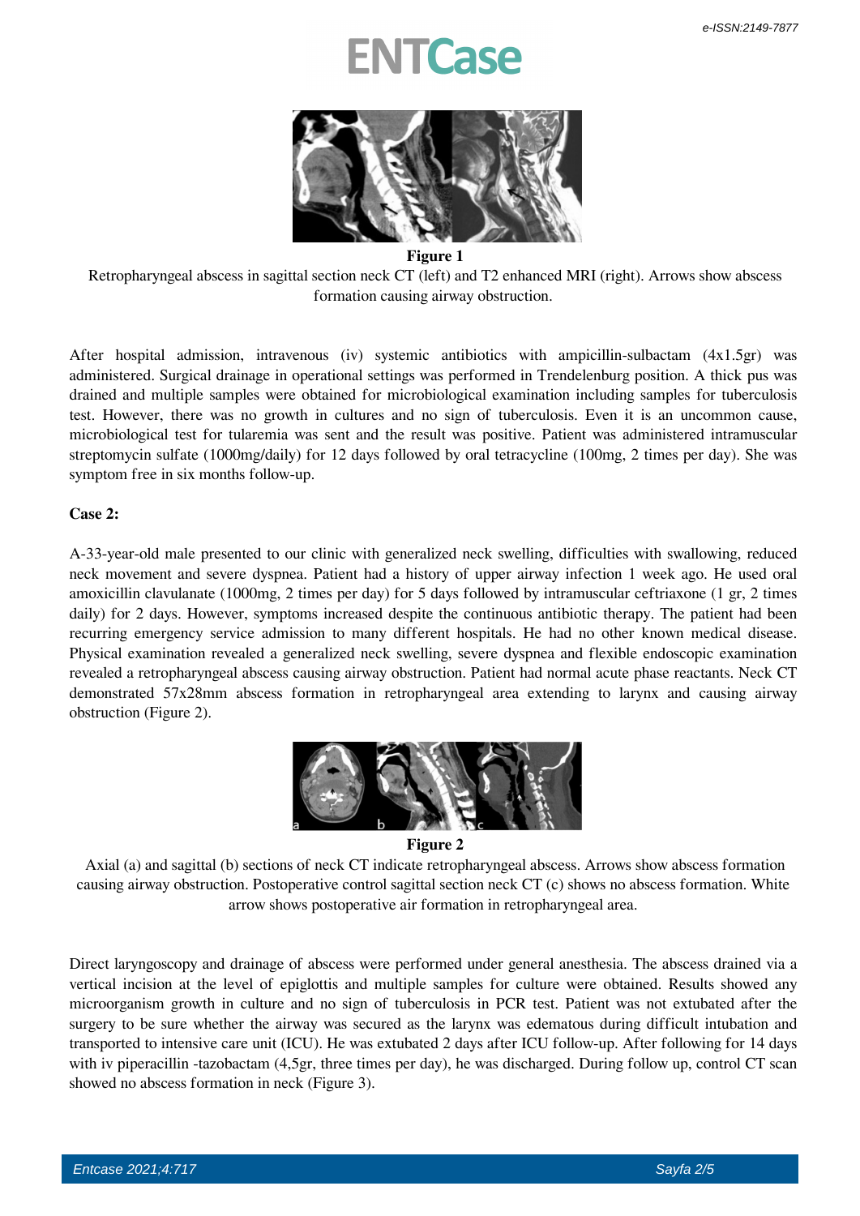**Figure 1**

Retropharyngeal abscess in sagittal section neck CT (left) and T2 enhanced MRI (right). Arrows show abscess formation causing airway obstruction.

After hospital admission, intravenous (iv) systemic antibiotics with ampicillin-sulbactam (4x1.5gr) was administered. Surgical drainage in operational settings was performed in Trendelenburg position. A thick pus was drained and multiple samples were obtained for microbiological examination including samples for tuberculosis test. However, there was no growth in cultures and no sign of tuberculosis. Even it is an uncommon cause, microbiological test for tularemia was sent and the result was positive. Patient was administered intramuscular streptomycin sulfate (1000mg/daily) for 12 days followed by oral tetracycline (100mg, 2 times per day). She was symptom free in six months follow-up.

**Case 2:**

A-33-year-old male presented to our clinic with generalized neck swelling, difficulties with swallowing, reduced neck movement and severe dyspnea. Patient had a history of upper airway infection 1 week ago. He used oral amoxicillin clavulanate (1000mg, 2 times per day) for 5 days followed by intramuscular ceftriaxone (1 gr, 2 times daily) for 2 days. However, symptoms increased despite the continuous antibiotic therapy. The patient had been recurring emergency service admission to many different hospitals. He had no other known medical disease. Physical examination revealed a generalized neck swelling, severe dyspnea and flexible endoscopic examination revealed a retropharyngeal abscess causing airway obstruction. Patient had normal acute phase reactants. Neck CT demonstrated 57x28mm abscess formation in retropharyngeal area extending to larynx and causing airway obstruction (Figure 2).

**Figure 2**

Axial (a) and sagittal (b) sections of neck CT indicate retropharyngeal abscess. Arrows show abscess formation causing airway obstruction. Postoperative control sagittal section neck CT (c) shows no abscess formation. White arrow shows postoperative air formation in retropharyngeal area.

Direct laryngoscopy and drainage of abscess were performed under general anesthesia. The abscess drained via a vertical incision at the level of epiglottis and multiple samples for culture were obtained. Results showed any microorganism growth in culture and no sign of tuberculosis in PCR test. Patient was not extubated after the surgery to be sure whether the airway was secured as the larynx was edematous during difficult intubation and transported to intensive care unit (ICU). He was extubated 2 days after ICU follow-up. After following for 14 days with iv piperacillin -tazobactam (4,5gr, three times per day), he was discharged. During follow up, control CT scan showed no abscess formation in neck (Figure 3).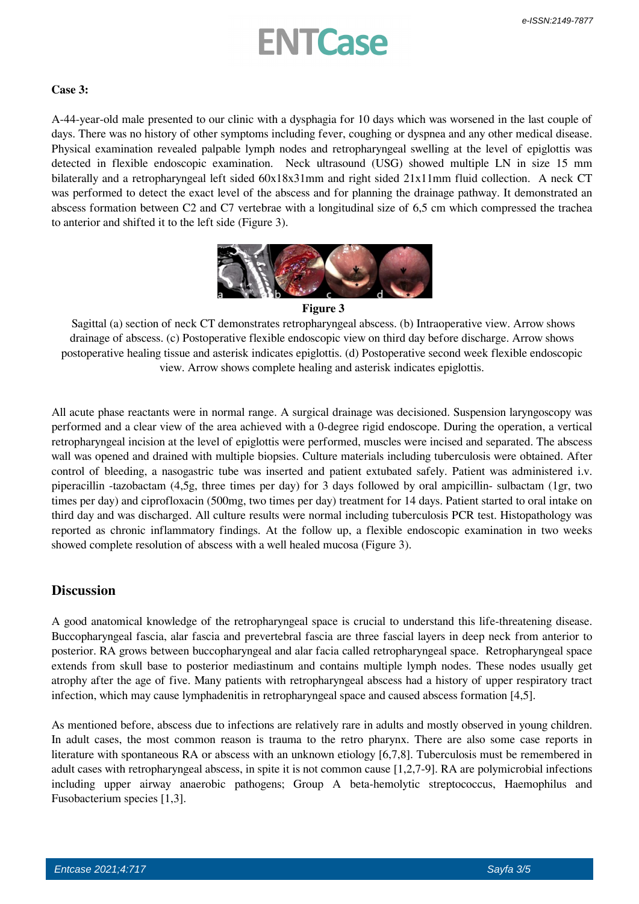**Case 3:**

A-44-year-old male presented to our clinic with a dysphagia for 10 days which was worsened in the last couple of days. There was no history of other symptoms including fever, coughing or dyspnea and any other medical disease. Physical examination revealed palpable lymph nodes and retropharyngeal swelling at the level of epiglottis was detected in flexible endoscopic examination. Neck ultrasound (USG) showed multiple LN in size 15 mm bilaterally and a retropharyngeal left sided 60x18x31mm and right sided 21x11mm fluid collection. A neck CT was performed to detect the exact level of the abscess and for planning the drainage pathway. It demonstrated an abscess formation between C2 and C7 vertebrae with a longitudinal size of 6,5 cm which compressed the trachea to anterior and shifted it to the left side (Figure 3).

**Figure 3**

Sagittal (a) section of neck CT demonstrates retropharyngeal abscess. (b) Intraoperative view. Arrow shows drainage of abscess. (c) Postoperative flexible endoscopic view on third day before discharge. Arrow shows postoperative healing tissue and asterisk indicates epiglottis. (d) Postoperative second week flexible endoscopic view. Arrow shows complete healing and asterisk indicates epiglottis.

All acute phase reactants were in normal range. A surgical drainage was decisioned. Suspension laryngoscopy was performed and a clear view of the area achieved with a 0-degree rigid endoscope. During the operation, a vertical retropharyngeal incision at the level of epiglottis were performed, muscles were incised and separated. The abscess wall was opened and drained with multiple biopsies. Culture materials including tuberculosis were obtained. After control of bleeding, a nasogastric tube was inserted and patient extubated safely. Patient was administered i.v. piperacillin -tazobactam (4,5g, three times per day) for 3 days followed by oral ampicillin- sulbactam (1gr, two times per day) and ciprofloxacin (500mg, two times per day) treatment for 14 days. Patient started to oral intake on third day and was discharged. All culture results were normal including tuberculosis PCR test. Histopathology was reported as chronic inflammatory findings. At the follow up, a flexible endoscopic examination in two weeks showed complete resolution of abscess with a well healed mucosa (Figure 3).

## Discussion

A good anatomical knowledge of the retropharyngeal space is crucial to understand this life-threatening disease. Buccopharyngeal fascia, alar fascia and prevertebral fascia are three fascial layers in deep neck from anterior to posterior. RA grows between buccopharyngeal and alar facia called retropharyngeal space. Retropharyngeal space extends from skull base to posterior mediastinum and contains multiple lymph nodes. These nodes usually get atrophy after the age of five. Many patients with retropharyngeal abscess had a history of upper respiratory tract infection, which may cause lymphadenitis in retropharyngeal space and caused abscess formation [4,5].

As mentioned before, abscess due to infections are relatively rare in adults and mostly observed in young children. In adult cases, the most common reason is trauma to the retro pharynx. There are also some case reports in literature with spontaneous RA or abscess with an unknown etiology [6,7,8]. Tuberculosis must be remembered in adult cases with retropharyngeal abscess, in spite it is not common cause [1,2,7-9]. RA are polymicrobial infections including upper airway anaerobic pathogens; Group A beta-hemolytic streptococcus, Haemophilus and Fusobacterium species [1,3].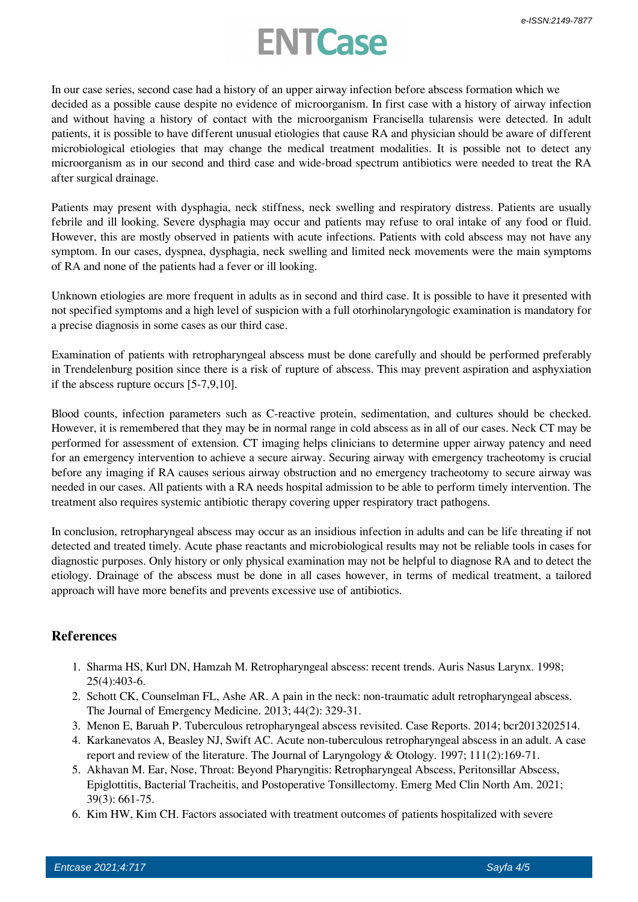In our case series, second case had a history of an upper airway infection before abscess formation which we decided as a possible cause despite no evidence of microorganism. In first case with a history of airway infection and without having a history of contact with the microorganism Francisella tularensis were detected. In adult patients, it is possible to have different unusual etiologies that cause RA and physician should be aware of different microbiological etiologies that may change the medical treatment modalities. It is possible not to detect any microorganism as in our second and third case and wide-broad spectrum antibiotics were needed to treat the RA after surgical drainage.

Patients may present with dysphagia, neck stiffness, neck swelling and respiratory distress. Patients are usually febrile and ill looking. Severe dysphagia may occur and patients may refuse to oral intake of any food or fluid. However, this are mostly observed in patients with acute infections. Patients with cold abscess may not have any symptom. In our cases, dyspnea, dysphagia, neck swelling and limited neck movements were the main symptoms of RA and none of the patients had a fever or ill looking.

Unknown etiologies are more frequent in adults as in second and third case. It is possible to have it presented with not specified symptoms and a high level of suspicion with a full otorhinolaryngologic examination is mandatory for a precise diagnosis in some cases as our third case.

Examination of patients with retropharyngeal abscess must be done carefully and should be performed preferably in Trendelenburg position since there is a risk of rupture of abscess. This may prevent aspiration and asphyxiation if the abscess rupture occurs [5-7,9,10].

Blood counts, infection parameters such as C-reactive protein, sedimentation, and cultures should be checked. However, it is remembered that they may be in normal range in cold abscess as in all of our cases. Neck CT may be performed for assessment of extension. CT imaging helps clinicians to determine upper airway patency and need for an emergency intervention to achieve a secure airway. Securing airway with emergency tracheotomy is crucial before any imaging if RA causes serious airway obstruction and no emergency tracheotomy to secure airway was needed in our cases. All patients with a RA needs hospital admission to be able to perform timely intervention. The treatment also requires systemic antibiotic therapy covering upper respiratory tract pathogens.

In conclusion, retropharyngeal abscess may occur as an insidious infection in adults and can be life threating if not detected and treated timely. Acute phase reactants and microbiological results may not be reliable tools in cases for diagnostic purposes. Only history or only physical examination may not be helpful to diagnose RA and to detect the etiology. Drainage of the abscess must be done in all cases however, in terms of medical treatment, a tailored approach will have more benefits and prevents excessive use of antibiotics.

## References

1. Sharma HS, Kurl DN, Hamzah M. Retropharyngeal abscess: recent trends. Auris Nasus Larynx. 1998; 25(4):403-6.
2. Schott CK, Counselman FL, Ashe AR. A pain in the neck: non-traumatic adult retropharyngeal abscess. The Journal of Emergency Medicine. 2013; 44(2): 329-31.
3. Menon E, Baruah P. Tuberculous retropharyngeal abscess revisited. Case Reports. 2014; bcr2013202514.
4. Karkanevatos A, Beasley NJ, Swift AC. Acute non-tuberculous retropharyngeal abscess in an adult. A case report and review of the literature. The Journal of Laryngology & Otology. 1997; 111(2):169-71.
5. Akhavan M. Ear, Nose, Throat: Beyond Pharyngitis: Retropharyngeal Abscess, Peritonsillar Abscess, Epiglottitis, Bacterial Tracheitis, and Postoperative Tonsillectomy. Emerg Med Clin North Am. 2021; 39(3): 661-75.
6. Kim HW, Kim CH. Factors associated with treatment outcomes of patients hospitalized with severe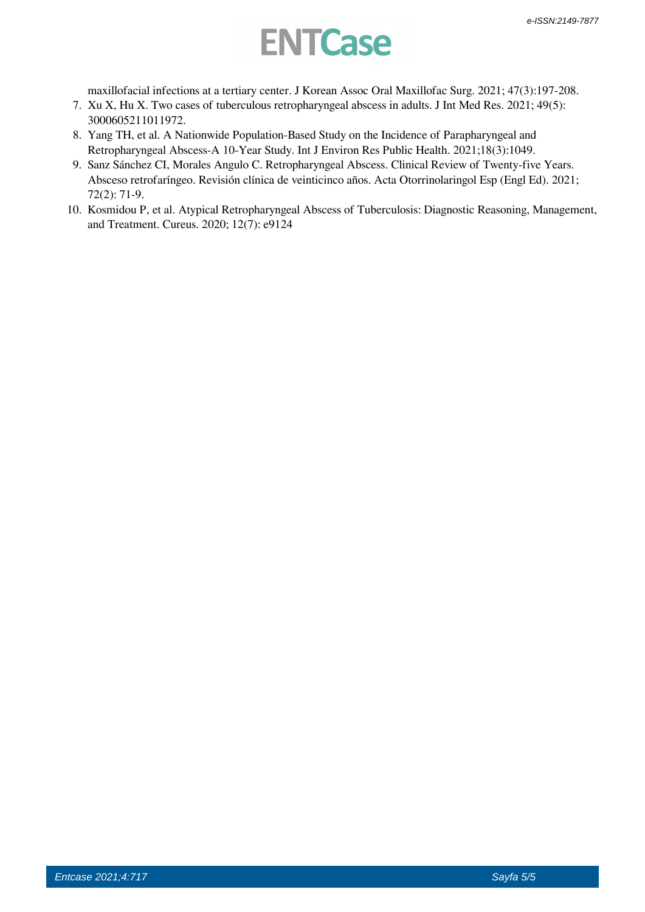maxillofacial infections at a tertiary center. J Korean Assoc Oral Maxillofac Surg. 2021; 47(3):197-208.

7. Xu X, Hu X. Two cases of tuberculous retropharyngeal abscess in adults. J Int Med Res. 2021; 49(5): 3000605211011972.
8. Yang TH, et al. A Nationwide Population-Based Study on the Incidence of Parapharyngeal and Retropharyngeal Abscess-A 10-Year Study. Int J Environ Res Public Health. 2021;18(3):1049.
9. Sanz Sánchez CI, Morales Angulo C. Retropharyngeal Abscess. Clinical Review of Twenty-five Years. Absceso retrofaríngeo. Revisión clínica de veinticinco años. Acta Otorrinolaringol Esp (Engl Ed). 2021; 72(2): 71-9.
10. Kosmidou P, et al. Atypical Retropharyngeal Abscess of Tuberculosis: Diagnostic Reasoning, Management, and Treatment. Cureus. 2020; 12(7): e9124